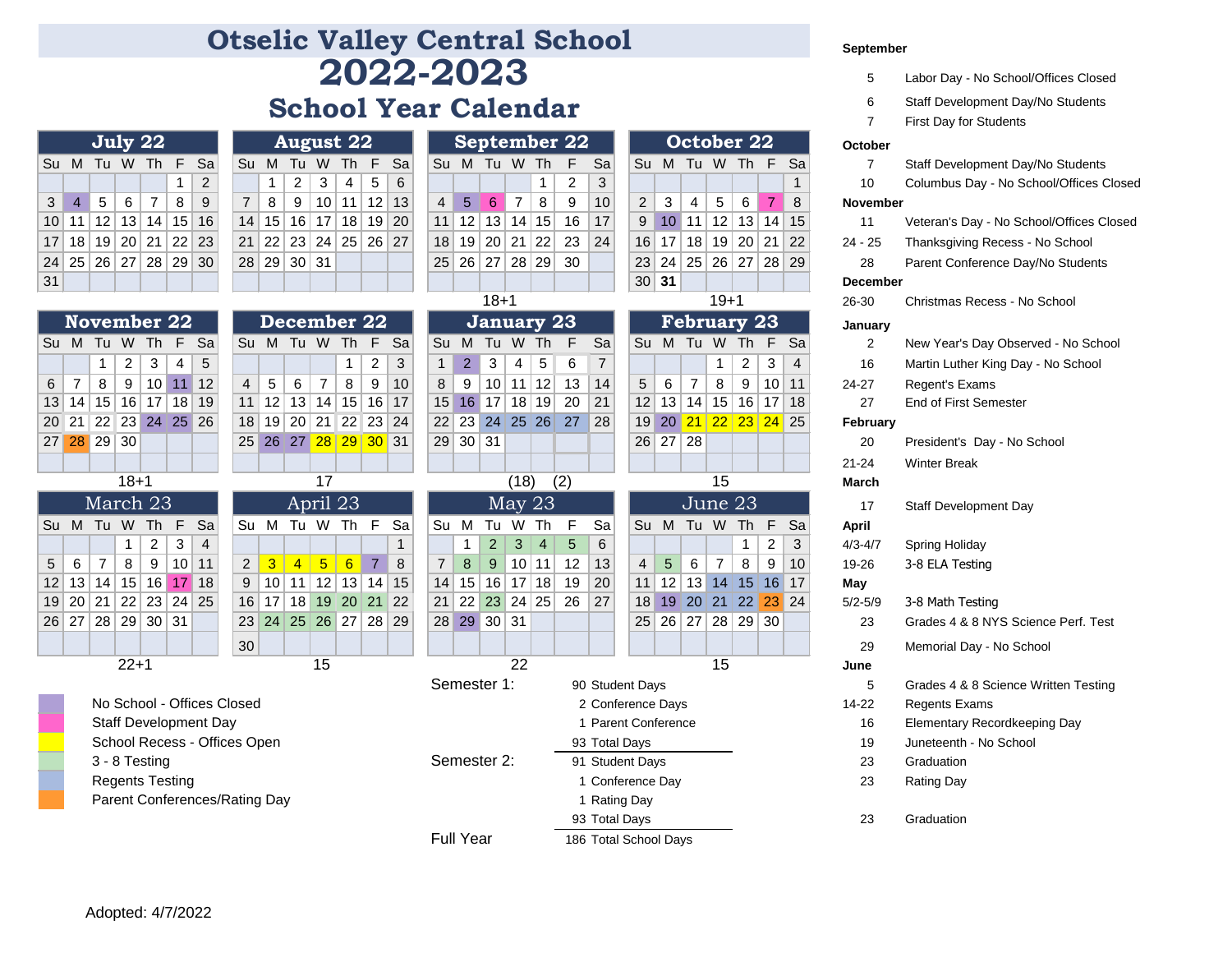# Otselic Valley Central School

# 2022-2023

## School Year Calendar

### July 22

| Su | M | Tu | W | Th | F | Sa |
|---|---|---|---|---|---|---|
| | | | | | 1 | 2 |
| 3 | 4 | 5 | 6 | 7 | 8 | 9 |
| 10 | 11 | 12 | 13 | 14 | 15 | 16 |
| 17 | 18 | 19 | 20 | 21 | 22 | 23 |
| 24 | 25 | 26 | 27 | 28 | 29 | 30 |
| 31 | | | | | | |

### August 22

| Su | M | Tu | W | Th | F | Sa |
|---|---|---|---|---|---|---|
| | 1 | 2 | 3 | 4 | 5 | 6 |
| 7 | 8 | 9 | 10 | 11 | 12 | 13 |
| 14 | 15 | 16 | 17 | 18 | 19 | 20 |
| 21 | 22 | 23 | 24 | 25 | 26 | 27 |
| 28 | 29 | 30 | 31 | | | |

### September 22

| Su | M | Tu | W | Th | F | Sa |
|---|---|---|---|---|---|---|
| | | | | 1 | 2 | 3 |
| 4 | 5 | 6 | 7 | 8 | 9 | 10 |
| 11 | 12 | 13 | 14 | 15 | 16 | 17 |
| 18 | 19 | 20 | 21 | 22 | 23 | 24 |
| 25 | 26 | 27 | 28 | 29 | 30 | |

18+1

### October 22

| Su | M | Tu | W | Th | F | Sa |
|---|---|---|---|---|---|---|
| | | | | | | 1 |
| 2 | 3 | 4 | 5 | 6 | 7 | 8 |
| 9 | 10 | 11 | 12 | 13 | 14 | 15 |
| 16 | 17 | 18 | 19 | 20 | 21 | 22 |
| 23 | 24 | 25 | 26 | 27 | 28 | 29 |
| 30 | 31 | | | | | |

19+1

### November 22

| Su | M | Tu | W | Th | F | Sa |
|---|---|---|---|---|---|---|
| | | 1 | 2 | 3 | 4 | 5 |
| 6 | 7 | 8 | 9 | 10 | 11 | 12 |
| 13 | 14 | 15 | 16 | 17 | 18 | 19 |
| 20 | 21 | 22 | 23 | 24 | 25 | 26 |
| 27 | 28 | 29 | 30 | | | |

18+1

### December 22

| Su | M | Tu | W | Th | F | Sa |
|---|---|---|---|---|---|---|
| | | | | 1 | 2 | 3 |
| 4 | 5 | 6 | 7 | 8 | 9 | 10 |
| 11 | 12 | 13 | 14 | 15 | 16 | 17 |
| 18 | 19 | 20 | 21 | 22 | 23 | 24 |
| 25 | 26 | 27 | 28 | 29 | 30 | 31 |

17

### January 23

| Su | M | Tu | W | Th | F | Sa |
|---|---|---|---|---|---|---|
| 1 | 2 | 3 | 4 | 5 | 6 | 7 |
| 8 | 9 | 10 | 11 | 12 | 13 | 14 |
| 15 | 16 | 17 | 18 | 19 | 20 | 21 |
| 22 | 23 | 24 | 25 | 26 | 27 | 28 |
| 29 | 30 | 31 | | | | |

(18) (2)

### February 23

| Su | M | Tu | W | Th | F | Sa |
|---|---|---|---|---|---|---|
| | | | 1 | 2 | 3 | 4 |
| 5 | 6 | 7 | 8 | 9 | 10 | 11 |
| 12 | 13 | 14 | 15 | 16 | 17 | 18 |
| 19 | 20 | 21 | 22 | 23 | 24 | 25 |
| 26 | 27 | 28 | | | | |

15

### March 23

| Su | M | Tu | W | Th | F | Sa |
|---|---|---|---|---|---|---|
| | | | 1 | 2 | 3 | 4 |
| 5 | 6 | 7 | 8 | 9 | 10 | 11 |
| 12 | 13 | 14 | 15 | 16 | 17 | 18 |
| 19 | 20 | 21 | 22 | 23 | 24 | 25 |
| 26 | 27 | 28 | 29 | 30 | 31 | |

22+1

### April 23

| Su | M | Tu | W | Th | F | Sa |
|---|---|---|---|---|---|---|
| | | | | | | 1 |
| 2 | 3 | 4 | 5 | 6 | 7 | 8 |
| 9 | 10 | 11 | 12 | 13 | 14 | 15 |
| 16 | 17 | 18 | 19 | 20 | 21 | 22 |
| 23 | 24 | 25 | 26 | 27 | 28 | 29 |
| 30 | | | | | | |

15

### May 23

| Su | M | Tu | W | Th | F | Sa |
|---|---|---|---|---|---|---|
| | 1 | 2 | 3 | 4 | 5 | 6 |
| 7 | 8 | 9 | 10 | 11 | 12 | 13 |
| 14 | 15 | 16 | 17 | 18 | 19 | 20 |
| 21 | 22 | 23 | 24 | 25 | 26 | 27 |
| 28 | 29 | 30 | 31 | | | |

22

### June 23

| Su | M | Tu | W | Th | F | Sa |
|---|---|---|---|---|---|---|
| | | | | 1 | 2 | 3 |
| 4 | 5 | 6 | 7 | 8 | 9 | 10 |
| 11 | 12 | 13 | 14 | 15 | 16 | 17 |
| 18 | 19 | 20 | 21 | 22 | 23 | 24 |
| 25 | 26 | 27 | 28 | 29 | 30 | |

15

### Legend

- No School - Offices Closed
- Staff Development Day
- School Recess - Offices Open
- 3 - 8 Testing
- Regents Testing
- Parent Conferences/Rating Day

### Summary

| | | |
|---|---|---|
| Semester 1: | 90 | Student Days |
| | 2 | Conference Days |
| | 1 | Parent Conference |
| | 93 | Total Days |
| Semester 2: | 91 | Student Days |
| | 1 | Conference Day |
| | 1 | Rating Day |
| | 93 | Total Days |
| Full Year | 186 | Total School Days |

### Important Dates

**September**

| | |
|---|---|
| 5 | Labor Day - No School/Offices Closed |
| 6 | Staff Development Day/No Students |
| 7 | First Day for Students |

**October**

| | |
|---|---|
| 7 | Staff Development Day/No Students |
| 10 | Columbus Day - No School/Offices Closed |

**November**

| | |
|---|---|
| 11 | Veteran's Day - No School/Offices Closed |
| 24 - 25 | Thanksgiving Recess - No School |
| 28 | Parent Conference Day/No Students |

**December**

| | |
|---|---|
| 26-30 | Christmas Recess - No School |

**January**

| | |
|---|---|
| 2 | New Year's Day Observed - No School |
| 16 | Martin Luther King Day - No School |
| 24-27 | Regent's Exams |
| 27 | End of First Semester |

**February**

| | |
|---|---|
| 20 | President's Day - No School |
| 21-24 | Winter Break |

**March**

| | |
|---|---|
| 17 | Staff Development Day |

**April**

| | |
|---|---|
| 4/3-4/7 | Spring Holiday |
| 19-26 | 3-8 ELA Testing |

**May**

| | |
|---|---|
| 5/2-5/9 | 3-8 Math Testing |
| 23 | Grades 4 & 8 NYS Science Perf. Test |
| 29 | Memorial Day - No School |

**June**

| | |
|---|---|
| 5 | Grades 4 & 8 Science Written Testing |
| 14-22 | Regents Exams |
| 16 | Elementary Recordkeeping Day |
| 19 | Juneteenth - No School |
| 23 | Graduation |
| 23 | Rating Day |
| 23 | Graduation |

Adopted: 4/7/2022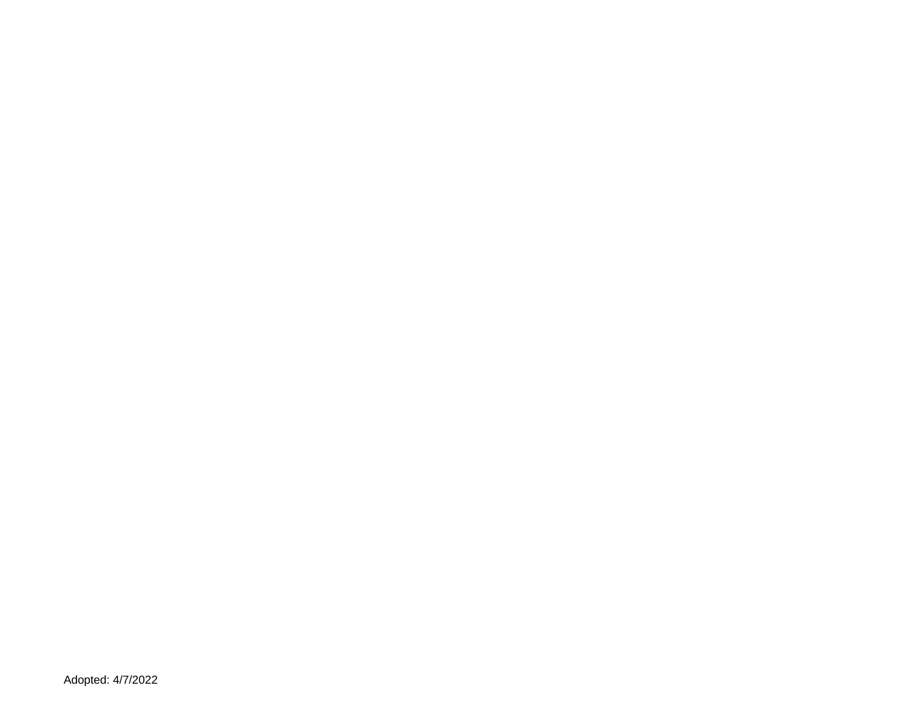Adopted: 4/7/2022